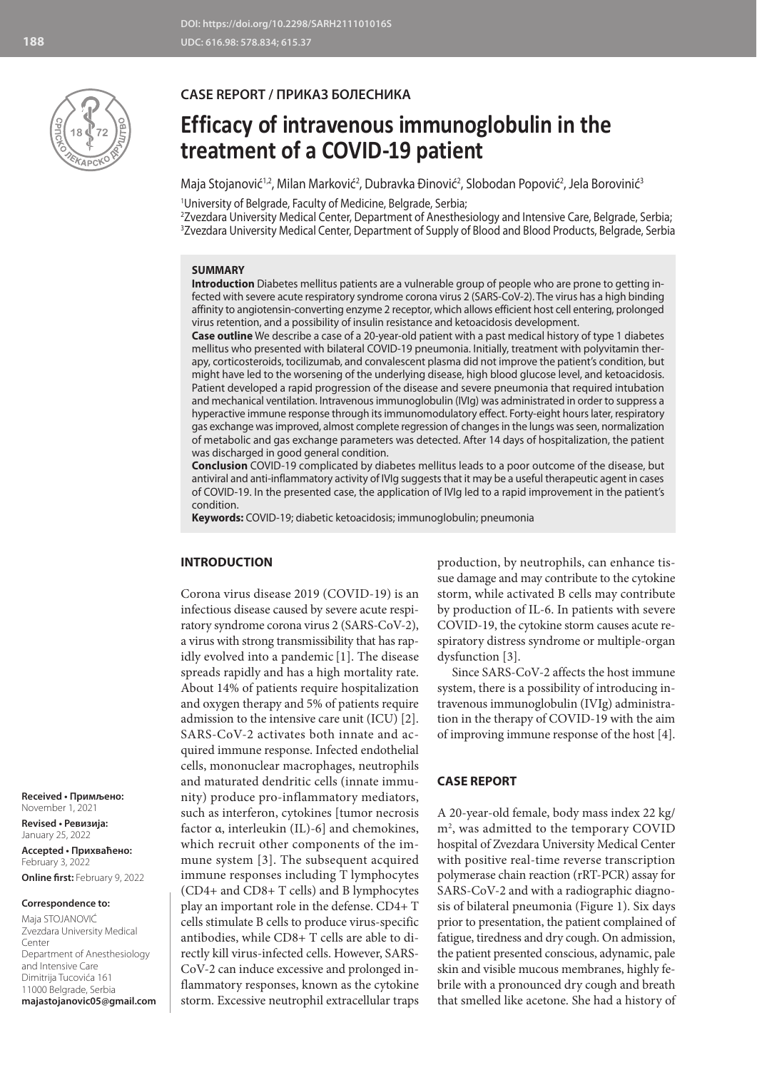DOI: https://doi.org/10.2298/SARH211101016S
UDC: 616.98: 578.834; 615.37

CASE REPORT / ПРИКАЗ БОЛЕСНИКА

# Efficacy of intravenous immunoglobulin in the treatment of a COVID-19 patient

Maja Stojanović[1,2], Milan Marković[2], Dubravka Đinović[2], Slobodan Popović[2], Jela Borovinić[3]

[1]University of Belgrade, Faculty of Medicine, Belgrade, Serbia;
[2]Zvezdara University Medical Center, Department of Anesthesiology and Intensive Care, Belgrade, Serbia;
[3]Zvezdara University Medical Center, Department of Supply of Blood and Blood Products, Belgrade, Serbia

## SUMMARY

**Introduction** Diabetes mellitus patients are a vulnerable group of people who are prone to getting infected with severe acute respiratory syndrome corona virus 2 (SARS-CoV-2). The virus has a high binding affinity to angiotensin-converting enzyme 2 receptor, which allows efficient host cell entering, prolonged virus retention, and a possibility of insulin resistance and ketoacidosis development.

**Case outline** We describe a case of a 20-year-old patient with a past medical history of type 1 diabetes mellitus who presented with bilateral COVID-19 pneumonia. Initially, treatment with polyvitamin therapy, corticosteroids, tocilizumab, and convalescent plasma did not improve the patient's condition, but might have led to the worsening of the underlying disease, high blood glucose level, and ketoacidosis. Patient developed a rapid progression of the disease and severe pneumonia that required intubation and mechanical ventilation. Intravenous immunoglobulin (IVIg) was administrated in order to suppress a hyperactive immune response through its immunomodulatory effect. Forty-eight hours later, respiratory gas exchange was improved, almost complete regression of changes in the lungs was seen, normalization of metabolic and gas exchange parameters was detected. After 14 days of hospitalization, the patient was discharged in good general condition.

**Conclusion** COVID-19 complicated by diabetes mellitus leads to a poor outcome of the disease, but antiviral and anti-inflammatory activity of IVIg suggests that it may be a useful therapeutic agent in cases of COVID-19. In the presented case, the application of IVIg led to a rapid improvement in the patient's condition.

**Keywords:** COVID-19; diabetic ketoacidosis; immunoglobulin; pneumonia

## INTRODUCTION

Corona virus disease 2019 (COVID-19) is an infectious disease caused by severe acute respiratory syndrome corona virus 2 (SARS-CoV-2), a virus with strong transmissibility that has rapidly evolved into a pandemic [1]. The disease spreads rapidly and has a high mortality rate. About 14% of patients require hospitalization and oxygen therapy and 5% of patients require admission to the intensive care unit (ICU) [2]. SARS-CoV-2 activates both innate and acquired immune response. Infected endothelial cells, mononuclear macrophages, neutrophils and maturated dendritic cells (innate immunity) produce pro-inflammatory mediators, such as interferon, cytokines [tumor necrosis factor α, interleukin (IL)-6] and chemokines, which recruit other components of the immune system [3]. The subsequent acquired immune responses including T lymphocytes (CD4+ and CD8+ T cells) and B lymphocytes play an important role in the defense. CD4+ T cells stimulate B cells to produce virus-specific antibodies, while CD8+ T cells are able to directly kill virus-infected cells. However, SARS-CoV-2 can induce excessive and prolonged inflammatory responses, known as the cytokine storm. Excessive neutrophil extracellular traps production, by neutrophils, can enhance tissue damage and may contribute to the cytokine storm, while activated B cells may contribute by production of IL-6. In patients with severe COVID-19, the cytokine storm causes acute respiratory distress syndrome or multiple-organ dysfunction [3].

Since SARS-CoV-2 affects the host immune system, there is a possibility of introducing intravenous immunoglobulin (IVIg) administration in the therapy of COVID-19 with the aim of improving immune response of the host [4].

## CASE REPORT

A 20-year-old female, body mass index 22 kg/m$^2$, was admitted to the temporary COVID hospital of Zvezdara University Medical Center with positive real-time reverse transcription polymerase chain reaction (rRT-PCR) assay for SARS-CoV-2 and with a radiographic diagnosis of bilateral pneumonia (Figure 1). Six days prior to presentation, the patient complained of fatigue, tiredness and dry cough. On admission, the patient presented conscious, adynamic, pale skin and visible mucous membranes, highly febrile with a pronounced dry cough and breath that smelled like acetone. She had a history of

**Received • Примљено:** November 1, 2021
**Revised • Ревизија:** January 25, 2022
**Accepted • Прихваћено:** February 3, 2022
**Online first:** February 9, 2022

**Correspondence to:**
Maja STOJANOVIĆ
Zvezdara University Medical Center
Department of Anesthesiology and Intensive Care
Dimitrija Tucovića 161
11000 Belgrade, Serbia
**majastojanovic05@gmail.com**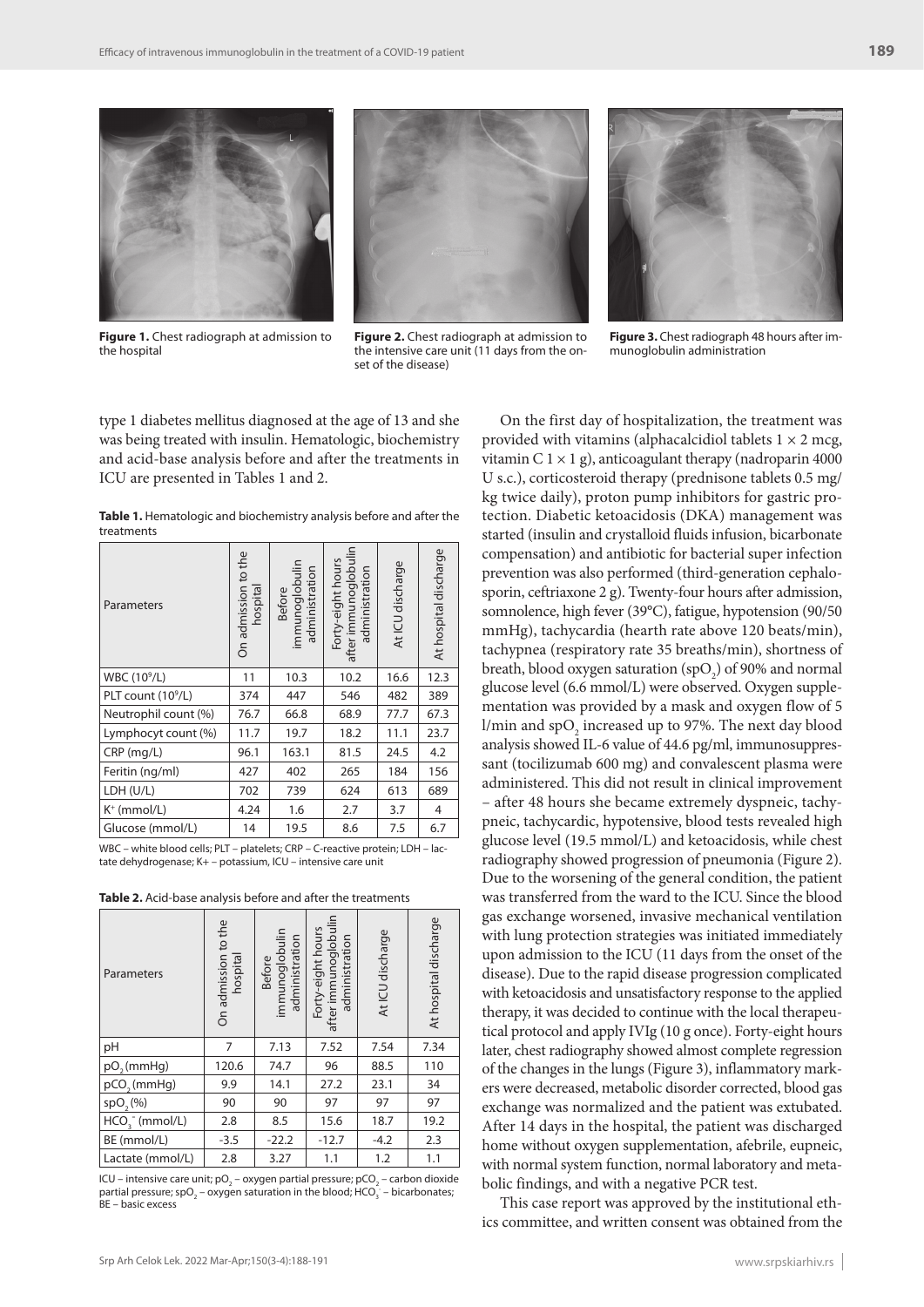**Figure 1.** Chest radiograph at admission to the hospital

**Figure 2.** Chest radiograph at admission to the intensive care unit (11 days from the onset of the disease)

**Figure 3.** Chest radiograph 48 hours after immunoglobulin administration

type 1 diabetes mellitus diagnosed at the age of 13 and she was being treated with insulin. Hematologic, biochemistry and acid-base analysis before and after the treatments in ICU are presented in Tables 1 and 2.

**Table 1.** Hematologic and biochemistry analysis before and after the treatments

| Parameters | On admission to the hospital | Before immunoglobulin administration | Forty-eight hours after immunoglobulin administration | At ICU discharge | At hospital discharge |
|---|---|---|---|---|---|
| WBC ($10^9$/L) | 11 | 10.3 | 10.2 | 16.6 | 12.3 |
| PLT count ($10^9$/L) | 374 | 447 | 546 | 482 | 389 |
| Neutrophil count (%) | 76.7 | 66.8 | 68.9 | 77.7 | 67.3 |
| Lymphocyt count (%) | 11.7 | 19.7 | 18.2 | 11.1 | 23.7 |
| CRP (mg/L) | 96.1 | 163.1 | 81.5 | 24.5 | 4.2 |
| Feritin (ng/ml) | 427 | 402 | 265 | 184 | 156 |
| LDH (U/L) | 702 | 739 | 624 | 613 | 689 |
| $K^+$ (mmol/L) | 4.24 | 1.6 | 2.7 | 3.7 | 4 |
| Glucose (mmol/L) | 14 | 19.5 | 8.6 | 7.5 | 6.7 |

WBC – white blood cells; PLT – platelets; CRP – C-reactive protein; LDH – lactate dehydrogenase; K+ – potassium, ICU – intensive care unit

**Table 2.** Acid-base analysis before and after the treatments

| Parameters | On admission to the hospital | Before immunoglobulin administration | Forty-eight hours after immunoglobulin administration | At ICU discharge | At hospital discharge |
|---|---|---|---|---|---|
| pH | 7 | 7.13 | 7.52 | 7.54 | 7.34 |
| $pO_2$ (mmHg) | 120.6 | 74.7 | 96 | 88.5 | 110 |
| $pCO_2$ (mmHg) | 9.9 | 14.1 | 27.2 | 23.1 | 34 |
| $spO_2$ (%) | 90 | 90 | 97 | 97 | 97 |
| $HCO_3^-$ (mmol/L) | 2.8 | 8.5 | 15.6 | 18.7 | 19.2 |
| BE (mmol/L) | -3.5 | -22.2 | -12.7 | -4.2 | 2.3 |
| Lactate (mmol/L) | 2.8 | 3.27 | 1.1 | 1.2 | 1.1 |

ICU – intensive care unit; $pO_2$ – oxygen partial pressure; $pCO_2$ – carbon dioxide partial pressure; $spO_2$ – oxygen saturation in the blood; $HCO_3^-$ – bicarbonates; BE – basic excess

On the first day of hospitalization, the treatment was provided with vitamins (alphacalcidiol tablets 1 × 2 mcg, vitamin C 1 × 1 g), anticoagulant therapy (nadroparin 4000 U s.c.), corticosteroid therapy (prednisone tablets 0.5 mg/kg twice daily), proton pump inhibitors for gastric protection. Diabetic ketoacidosis (DKA) management was started (insulin and crystalloid fluids infusion, bicarbonate compensation) and antibiotic for bacterial super infection prevention was also performed (third-generation cephalosporin, ceftriaxone 2 g). Twenty-four hours after admission, somnolence, high fever (39°C), fatigue, hypotension (90/50 mmHg), tachycardia (hearth rate above 120 beats/min), tachypnea (respiratory rate 35 breaths/min), shortness of breath, blood oxygen saturation ($spO_2$) of 90% and normal glucose level (6.6 mmol/L) were observed. Oxygen supplementation was provided by a mask and oxygen flow of 5 l/min and $spO_2$ increased up to 97%. The next day blood analysis showed IL-6 value of 44.6 pg/ml, immunosuppressant (tocilizumab 600 mg) and convalescent plasma were administered. This did not result in clinical improvement – after 48 hours she became extremely dyspneic, tachypneic, tachycardic, hypotensive, blood tests revealed high glucose level (19.5 mmol/L) and ketoacidosis, while chest radiography showed progression of pneumonia (Figure 2). Due to the worsening of the general condition, the patient was transferred from the ward to the ICU. Since the blood gas exchange worsened, invasive mechanical ventilation with lung protection strategies was initiated immediately upon admission to the ICU (11 days from the onset of the disease). Due to the rapid disease progression complicated with ketoacidosis and unsatisfactory response to the applied therapy, it was decided to continue with the local therapeutical protocol and apply IVIg (10 g once). Forty-eight hours later, chest radiography showed almost complete regression of the changes in the lungs (Figure 3), inflammatory markers were decreased, metabolic disorder corrected, blood gas exchange was normalized and the patient was extubated. After 14 days in the hospital, the patient was discharged home without oxygen supplementation, afebrile, eupneic, with normal system function, normal laboratory and metabolic findings, and with a negative PCR test.

This case report was approved by the institutional ethics committee, and written consent was obtained from the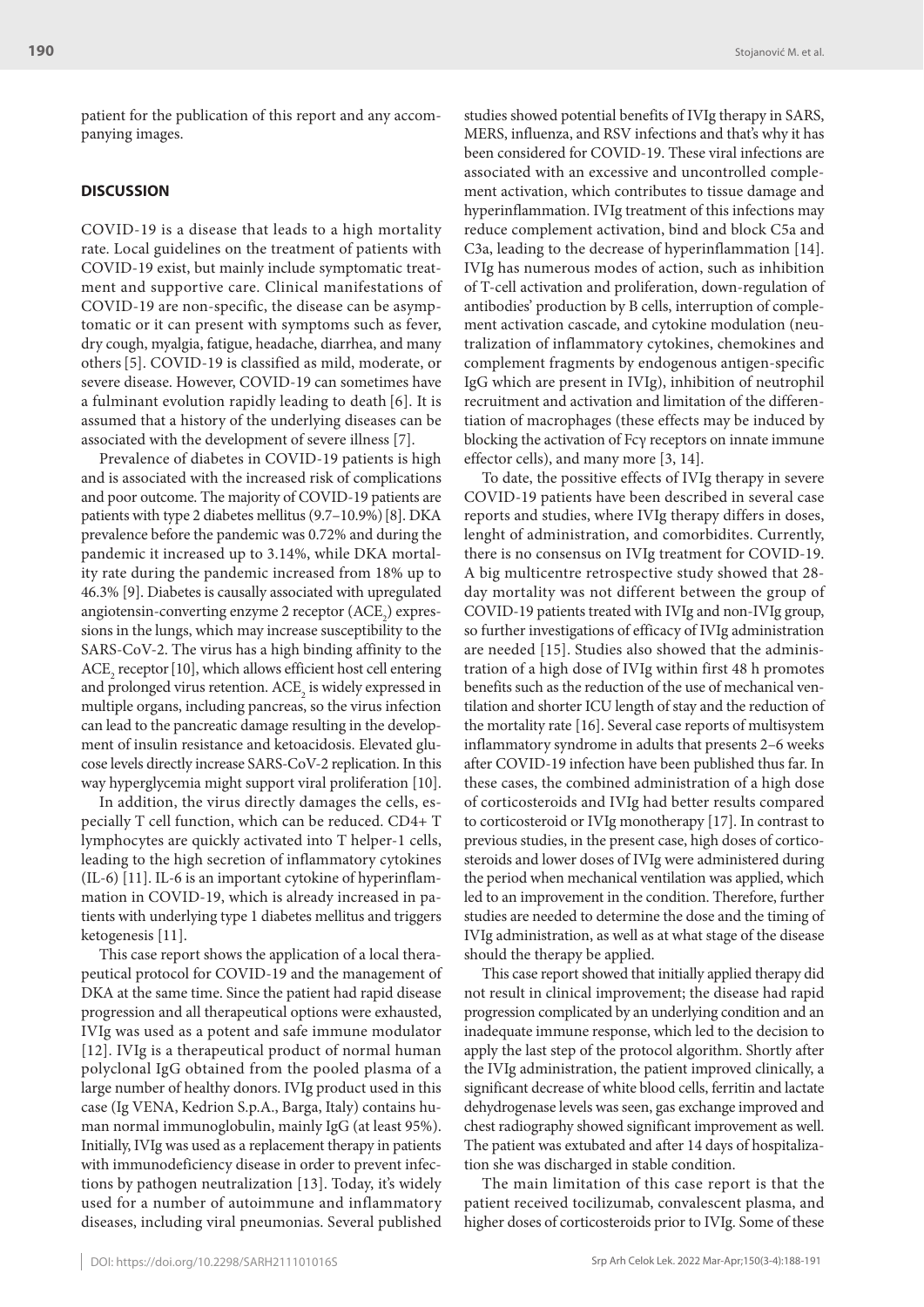patient for the publication of this report and any accompanying images.

## DISCUSSION

COVID-19 is a disease that leads to a high mortality rate. Local guidelines on the treatment of patients with COVID-19 exist, but mainly include symptomatic treatment and supportive care. Clinical manifestations of COVID-19 are non-specific, the disease can be asymptomatic or it can present with symptoms such as fever, dry cough, myalgia, fatigue, headache, diarrhea, and many others [5]. COVID-19 is classified as mild, moderate, or severe disease. However, COVID-19 can sometimes have a fulminant evolution rapidly leading to death [6]. It is assumed that a history of the underlying diseases can be associated with the development of severe illness [7].

Prevalence of diabetes in COVID-19 patients is high and is associated with the increased risk of complications and poor outcome. The majority of COVID-19 patients are patients with type 2 diabetes mellitus (9.7–10.9%) [8]. DKA prevalence before the pandemic was 0.72% and during the pandemic it increased up to 3.14%, while DKA mortality rate during the pandemic increased from 18% up to 46.3% [9]. Diabetes is causally associated with upregulated angiotensin-converting enzyme 2 receptor ($ACE_2$) expressions in the lungs, which may increase susceptibility to the SARS-CoV-2. The virus has a high binding affinity to the $ACE_2$ receptor [10], which allows efficient host cell entering and prolonged virus retention. $ACE_2$ is widely expressed in multiple organs, including pancreas, so the virus infection can lead to the pancreatic damage resulting in the development of insulin resistance and ketoacidosis. Elevated glucose levels directly increase SARS-CoV-2 replication. In this way hyperglycemia might support viral proliferation [10].

In addition, the virus directly damages the cells, especially T cell function, which can be reduced. CD4+ T lymphocytes are quickly activated into T helper-1 cells, leading to the high secretion of inflammatory cytokines (IL-6) [11]. IL-6 is an important cytokine of hyperinflammation in COVID-19, which is already increased in patients with underlying type 1 diabetes mellitus and triggers ketogenesis [11].

This case report shows the application of a local therapeutical protocol for COVID-19 and the management of DKA at the same time. Since the patient had rapid disease progression and all therapeutical options were exhausted, IVIg was used as a potent and safe immune modulator [12]. IVIg is a therapeutical product of normal human polyclonal IgG obtained from the pooled plasma of a large number of healthy donors. IVIg product used in this case (Ig VENA, Kedrion S.p.A., Barga, Italy) contains human normal immunoglobulin, mainly IgG (at least 95%). Initially, IVIg was used as a replacement therapy in patients with immunodeficiency disease in order to prevent infections by pathogen neutralization [13]. Today, it's widely used for a number of autoimmune and inflammatory diseases, including viral pneumonias. Several published studies showed potential benefits of IVIg therapy in SARS, MERS, influenza, and RSV infections and that's why it has been considered for COVID-19. These viral infections are associated with an excessive and uncontrolled complement activation, which contributes to tissue damage and hyperinflammation. IVIg treatment of this infections may reduce complement activation, bind and block C5a and C3a, leading to the decrease of hyperinflammation [14]. IVIg has numerous modes of action, such as inhibition of T-cell activation and proliferation, down-regulation of antibodies' production by B cells, interruption of complement activation cascade, and cytokine modulation (neutralization of inflammatory cytokines, chemokines and complement fragments by endogenous antigen-specific IgG which are present in IVIg), inhibition of neutrophil recruitment and activation and limitation of the differentiation of macrophages (these effects may be induced by blocking the activation of Fcγ receptors on innate immune effector cells), and many more [3, 14].

To date, the possitive effects of IVIg therapy in severe COVID-19 patients have been described in several case reports and studies, where IVIg therapy differs in doses, lenght of administration, and comorbidites. Currently, there is no consensus on IVIg treatment for COVID-19. A big multicentre retrospective study showed that 28-day mortality was not different between the group of COVID-19 patients treated with IVIg and non-IVIg group, so further investigations of efficacy of IVIg administration are needed [15]. Studies also showed that the administration of a high dose of IVIg within first 48 h promotes benefits such as the reduction of the use of mechanical ventilation and shorter ICU length of stay and the reduction of the mortality rate [16]. Several case reports of multisystem inflammatory syndrome in adults that presents 2–6 weeks after COVID-19 infection have been published thus far. In these cases, the combined administration of a high dose of corticosteroids and IVIg had better results compared to corticosteroid or IVIg monotherapy [17]. In contrast to previous studies, in the present case, high doses of corticosteroids and lower doses of IVIg were administered during the period when mechanical ventilation was applied, which led to an improvement in the condition. Therefore, further studies are needed to determine the dose and the timing of IVIg administration, as well as at what stage of the disease should the therapy be applied.

This case report showed that initially applied therapy did not result in clinical improvement; the disease had rapid progression complicated by an underlying condition and an inadequate immune response, which led to the decision to apply the last step of the protocol algorithm. Shortly after the IVIg administration, the patient improved clinically, a significant decrease of white blood cells, ferritin and lactate dehydrogenase levels was seen, gas exchange improved and chest radiography showed significant improvement as well. The patient was extubated and after 14 days of hospitalization she was discharged in stable condition.

The main limitation of this case report is that the patient received tocilizumab, convalescent plasma, and higher doses of corticosteroids prior to IVIg. Some of these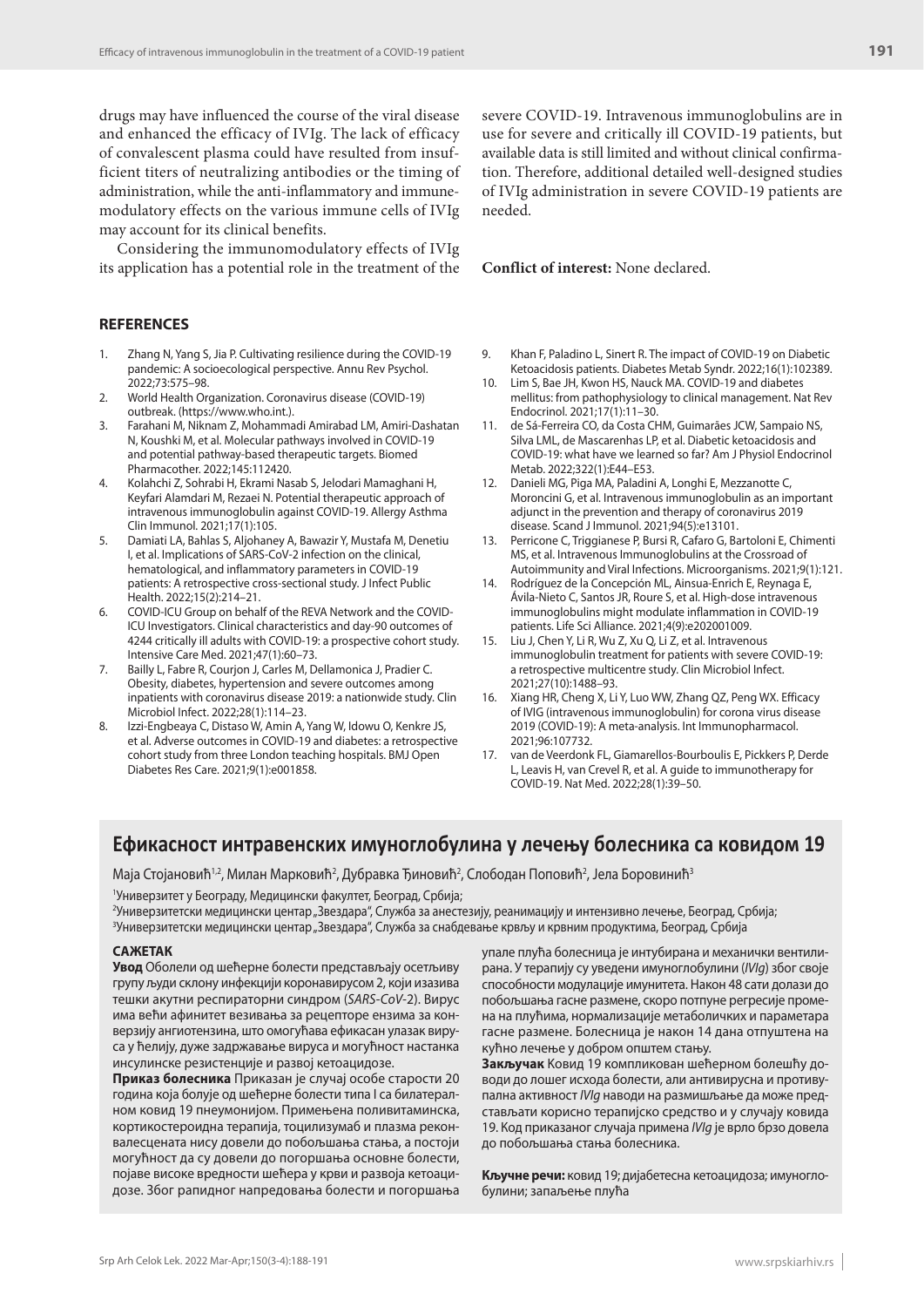drugs may have influenced the course of the viral disease and enhanced the efficacy of IVIg. The lack of efficacy of convalescent plasma could have resulted from insufficient titers of neutralizing antibodies or the timing of administration, while the anti-inflammatory and immunemodulatory effects on the various immune cells of IVIg may account for its clinical benefits.

Considering the immunomodulatory effects of IVIg its application has a potential role in the treatment of the severe COVID-19. Intravenous immunoglobulins are in use for severe and critically ill COVID-19 patients, but available data is still limited and without clinical confirmation. Therefore, additional detailed well-designed studies of IVIg administration in severe COVID-19 patients are needed.

**Conflict of interest:** None declared.

## REFERENCES

1. Zhang N, Yang S, Jia P. Cultivating resilience during the COVID-19 pandemic: A socioecological perspective. Annu Rev Psychol. 2022;73:575–98.
2. World Health Organization. Coronavirus disease (COVID-19) outbreak. (https://www.who.int.).
3. Farahani M, Niknam Z, Mohammadi Amirabad LM, Amiri-Dashatan N, Koushki M, et al. Molecular pathways involved in COVID-19 and potential pathway-based therapeutic targets. Biomed Pharmacother. 2022;145:112420.
4. Kolahchi Z, Sohrabi H, Ekrami Nasab S, Jelodari Mamaghani H, Keyfari Alamdari M, Rezaei N. Potential therapeutic approach of intravenous immunoglobulin against COVID-19. Allergy Asthma Clin Immunol. 2021;17(1):105.
5. Damiati LA, Bahlas S, Aljohaney A, Bawazir Y, Mustafa M, Denetiu I, et al. Implications of SARS-CoV-2 infection on the clinical, hematological, and inflammatory parameters in COVID-19 patients: A retrospective cross-sectional study. J Infect Public Health. 2022;15(2):214–21.
6. COVID-ICU Group on behalf of the REVA Network and the COVID-ICU Investigators. Clinical characteristics and day-90 outcomes of 4244 critically ill adults with COVID-19: a prospective cohort study. Intensive Care Med. 2021;47(1):60–73.
7. Bailly L, Fabre R, Courjon J, Carles M, Dellamonica J, Pradier C. Obesity, diabetes, hypertension and severe outcomes among inpatients with coronavirus disease 2019: a nationwide study. Clin Microbiol Infect. 2022;28(1):114–23.
8. Izzi-Engbeaya C, Distaso W, Amin A, Yang W, Idowu O, Kenkre JS, et al. Adverse outcomes in COVID-19 and diabetes: a retrospective cohort study from three London teaching hospitals. BMJ Open Diabetes Res Care. 2021;9(1):e001858.
9. Khan F, Paladino L, Sinert R. The impact of COVID-19 on Diabetic Ketoacidosis patients. Diabetes Metab Syndr. 2022;16(1):102389.
10. Lim S, Bae JH, Kwon HS, Nauck MA. COVID-19 and diabetes mellitus: from pathophysiology to clinical management. Nat Rev Endocrinol. 2021;17(1):11–30.
11. de Sá-Ferreira CO, da Costa CHM, Guimarães JCW, Sampaio NS, Silva LML, de Mascarenhas LP, et al. Diabetic ketoacidosis and COVID-19: what have we learned so far? Am J Physiol Endocrinol Metab. 2022;322(1):E44–E53.
12. Danieli MG, Piga MA, Paladini A, Longhi E, Mezzanotte C, Moroncini G, et al. Intravenous immunoglobulin as an important adjunct in the prevention and therapy of coronavirus 2019 disease. Scand J Immunol. 2021;94(5):e13101.
13. Perricone C, Triggianese P, Bursi R, Cafaro G, Bartoloni E, Chimenti MS, et al. Intravenous Immunoglobulins at the Crossroad of Autoimmunity and Viral Infections. Microorganisms. 2021;9(1):121.
14. Rodríguez de la Concepción ML, Ainsua-Enrich E, Reynaga E, Ávila-Nieto C, Santos JR, Roure S, et al. High-dose intravenous immunoglobulins might modulate inflammation in COVID-19 patients. Life Sci Alliance. 2021;4(9):e202001009.
15. Liu J, Chen Y, Li R, Wu Z, Xu Q, Li Z, et al. Intravenous immunoglobulin treatment for patients with severe COVID-19: a retrospective multicentre study. Clin Microbiol Infect. 2021;27(10):1488–93.
16. Xiang HR, Cheng X, Li Y, Luo WW, Zhang QZ, Peng WX. Efficacy of IVIG (intravenous immunoglobulin) for corona virus disease 2019 (COVID-19): A meta-analysis. Int Immunopharmacol. 2021;96:107732.
17. van de Veerdonk FL, Giamarellos-Bourboulis E, Pickkers P, Derde L, Leavis H, van Crevel R, et al. A guide to immunotherapy for COVID-19. Nat Med. 2022;28(1):39–50.

# Ефикасност интравенских имуноглобулина у лечењу болесника са ковидом 19

Маја Стојановић[1,2], Милан Марковић[2], Дубравка Ђиновић[2], Слободан Поповић[2], Јела Боровинић[3]

[1]Универзитет у Београду, Медицински факултет, Београд, Србија;
[2]Универзитетски медицински центар „Звездара“, Служба за анестезију, реанимацију и интензивно лечење, Београд, Србија;
[3]Универзитетски медицински центар „Звездара“, Служба за снабдевање крвљу и крвним продуктима, Београд, Србија

**САЖЕТАК**

**Увод** Оболели од шећерне болести представљају осетљиву групу људи склону инфекцији коронавирусом 2, који изазива тешки акутни респираторни синдром (*SARS-CoV*-2). Вирус има већи афинитет везивања за рецепторе ензима за конверзију ангиотензина, што омогућава ефикасан улазак вируса у ћелију, дуже задржавање вируса и могућност настанка инсулинске резистенције и развој кетоацидозе.

**Приказ болесника** Приказан је случај особе старости 20 година која болује од шећерне болести типа I са билатералном ковид 19 пнеумонијом. Примењена поливитаминска, кортикостероидна терапија, тоцилизумаб и плазма реконвалесцената нису довели до побољшања стања, а постоји могућност да су довели до погоршања основне болести, појаве високе вредности шећера у крви и развоја кетоацидозе. Због рапидног напредовања болести и погоршања упале плућа болесница је интубирана и механички вентилирана. У терапију су уведени имуноглобулини (*IVIg*) због своје способности модулације имунитета. Након 48 сати долази до побољшања гасне размене, скоро потпуне регресије промена на плућима, нормализације метаболичких и параметара гасне размене. Болесница је након 14 дана отпуштена на кућно лечење у добром општем стању.

**Закључак** Ковид 19 компликован шећерном болешћу доводи до лошег исхода болести, али антивирусна и противупална активност *IVIg* наводи на размишљање да може представљати корисно терапијско средство и у случају ковида 19. Код приказаног случаја примена *IVIg* је врло брзо довела до побољшања стања болесника.

**Кључне речи:** ковид 19; дијабетесна кетоацидоза; имуноглобулини; запаљење плућа